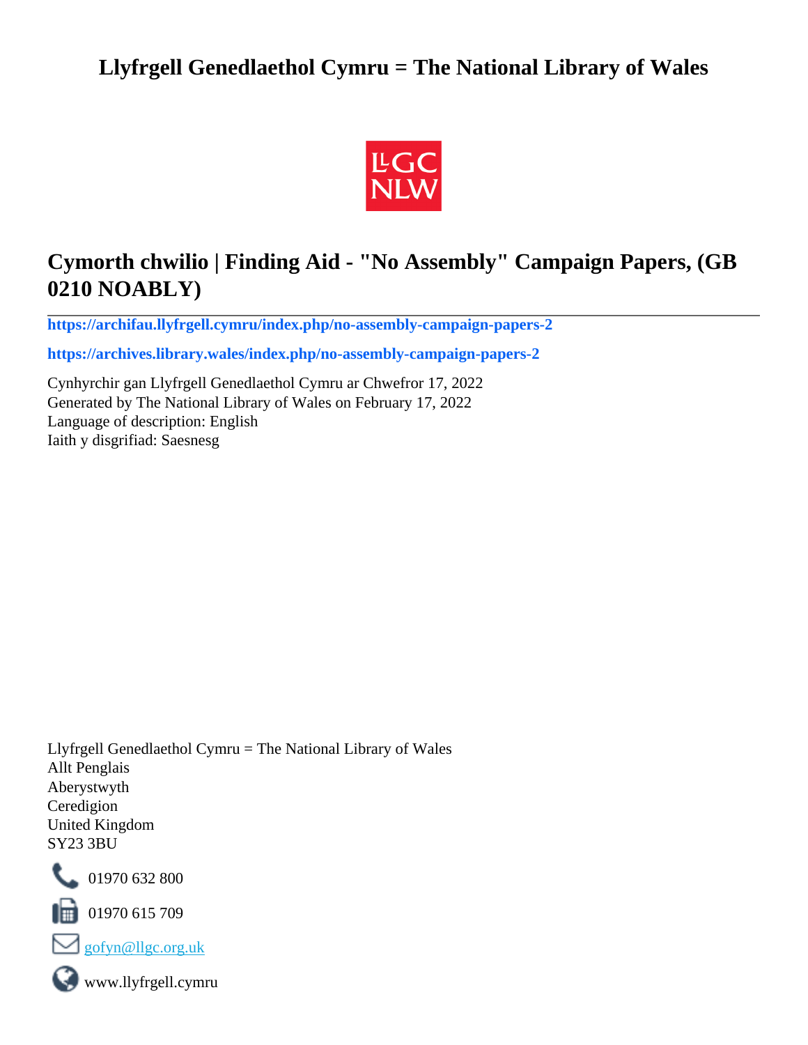# Llyfrgell Genedlaethol Cymru = The National Library of Wales

## Cymorth chwilio | Finding Aid - "No Assembly" Campaign Papers, (GB 0210 NOABLY)

**https://archifau.llyfrgell.cymru/index.php/no-assembly-campaign-papers-2**

**https://archives.library.wales/index.php/no-assembly-campaign-papers-2**

Cynhyrchir gan Llyfrgell Genedlaethol Cymru ar Chwefror 17, 2022
Generated by The National Library of Wales on February 17, 2022
Language of description: English
Iaith y disgrifiad: Saesnesg

Llyfrgell Genedlaethol Cymru = The National Library of Wales
Allt Penglais
Aberystwyth
Ceredigion
United Kingdom
SY23 3BU

01970 632 800

01970 615 709

gofyn@llgc.org.uk

www.llyfrgell.cymru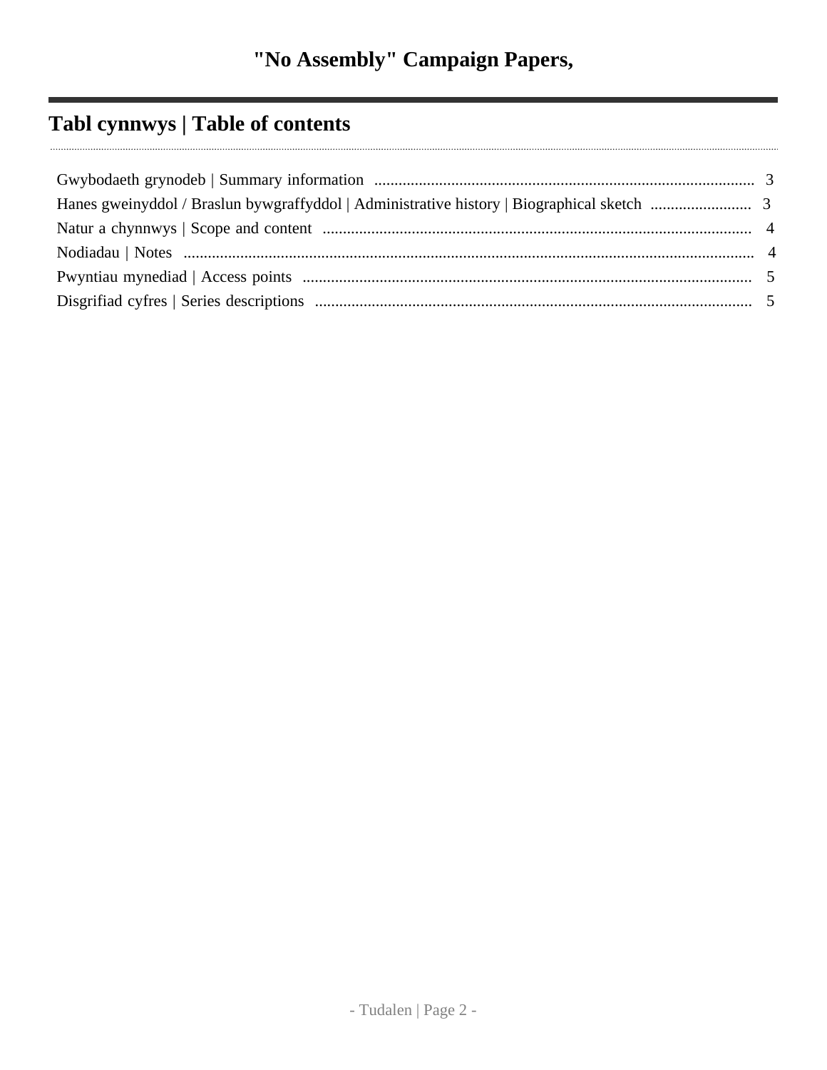# "No Assembly" Campaign Papers,

## Tabl cynnwys | Table of contents

- Gwybodaeth grynodeb | Summary information ........ 3
- Hanes gweinyddol / Braslun bywgraffyddol | Administrative history | Biographical sketch ........ 3
- Natur a chynnwys | Scope and content ........ 4
- Nodiadau | Notes ........ 4
- Pwyntiau mynediad | Access points ........ 5
- Disgrifiad cyfres | Series descriptions ........ 5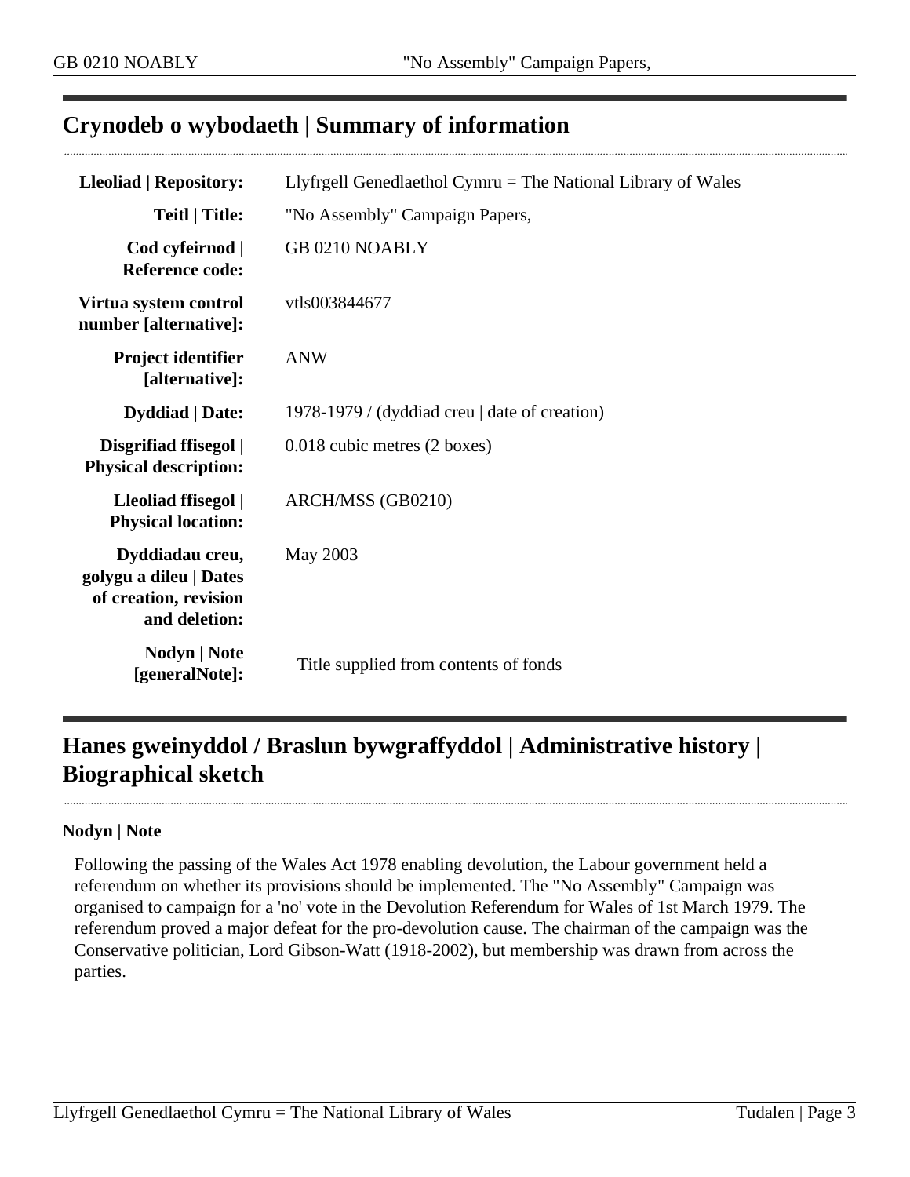## Crynodeb o wybodaeth | Summary of information

| | |
|---|---|
| **Lleoliad \| Repository:** | Llyfrgell Genedlaethol Cymru = The National Library of Wales |
| **Teitl \| Title:** | "No Assembly" Campaign Papers, |
| **Cod cyfeirnod \| Reference code:** | GB 0210 NOABLY |
| **Virtua system control number [alternative]:** | vtls003844677 |
| **Project identifier [alternative]:** | ANW |
| **Dyddiad \| Date:** | 1978-1979 / (dyddiad creu \| date of creation) |
| **Disgrifiad ffisegol \| Physical description:** | 0.018 cubic metres (2 boxes) |
| **Lleoliad ffisegol \| Physical location:** | ARCH/MSS (GB0210) |
| **Dyddiadau creu, golygu a dileu \| Dates of creation, revision and deletion:** | May 2003 |
| **Nodyn \| Note [generalNote]:** | Title supplied from contents of fonds |

## Hanes gweinyddol / Braslun bywgraffyddol | Administrative history | Biographical sketch

**Nodyn | Note**

Following the passing of the Wales Act 1978 enabling devolution, the Labour government held a referendum on whether its provisions should be implemented. The "No Assembly" Campaign was organised to campaign for a 'no' vote in the Devolution Referendum for Wales of 1st March 1979. The referendum proved a major defeat for the pro-devolution cause. The chairman of the campaign was the Conservative politician, Lord Gibson-Watt (1918-2002), but membership was drawn from across the parties.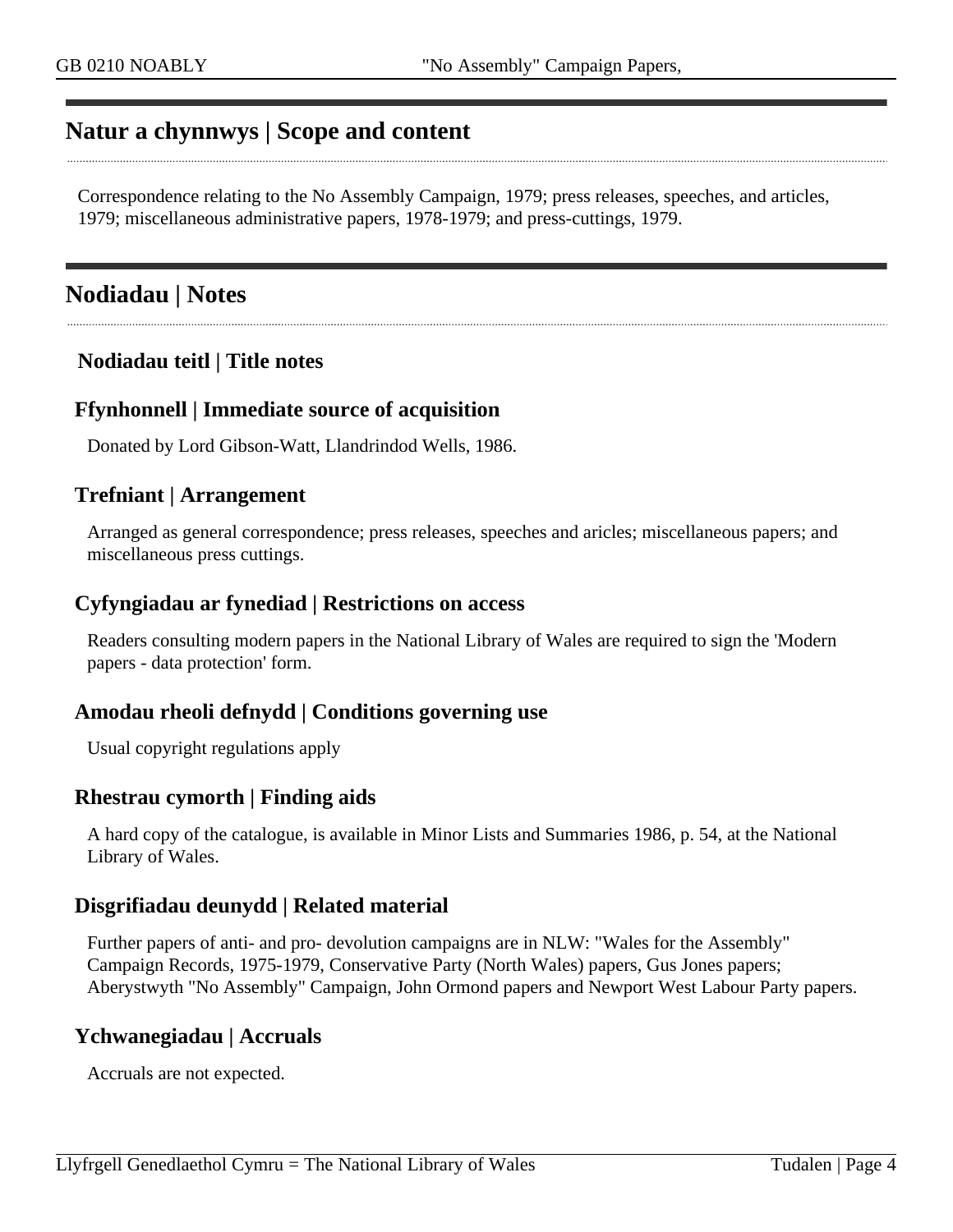## Natur a chynnwys | Scope and content

Correspondence relating to the No Assembly Campaign, 1979; press releases, speeches, and articles, 1979; miscellaneous administrative papers, 1978-1979; and press-cuttings, 1979.

## Nodiadau | Notes

### Nodiadau teitl | Title notes

### Ffynhonnell | Immediate source of acquisition

Donated by Lord Gibson-Watt, Llandrindod Wells, 1986.

### Trefniant | Arrangement

Arranged as general correspondence; press releases, speeches and aricles; miscellaneous papers; and miscellaneous press cuttings.

### Cyfyngiadau ar fynediad | Restrictions on access

Readers consulting modern papers in the National Library of Wales are required to sign the 'Modern papers - data protection' form.

### Amodau rheoli defnydd | Conditions governing use

Usual copyright regulations apply

### Rhestrau cymorth | Finding aids

A hard copy of the catalogue, is available in Minor Lists and Summaries 1986, p. 54, at the National Library of Wales.

### Disgrifiadau deunydd | Related material

Further papers of anti- and pro- devolution campaigns are in NLW: "Wales for the Assembly" Campaign Records, 1975-1979, Conservative Party (North Wales) papers, Gus Jones papers; Aberystwyth "No Assembly" Campaign, John Ormond papers and Newport West Labour Party papers.

### Ychwanegiadau | Accruals

Accruals are not expected.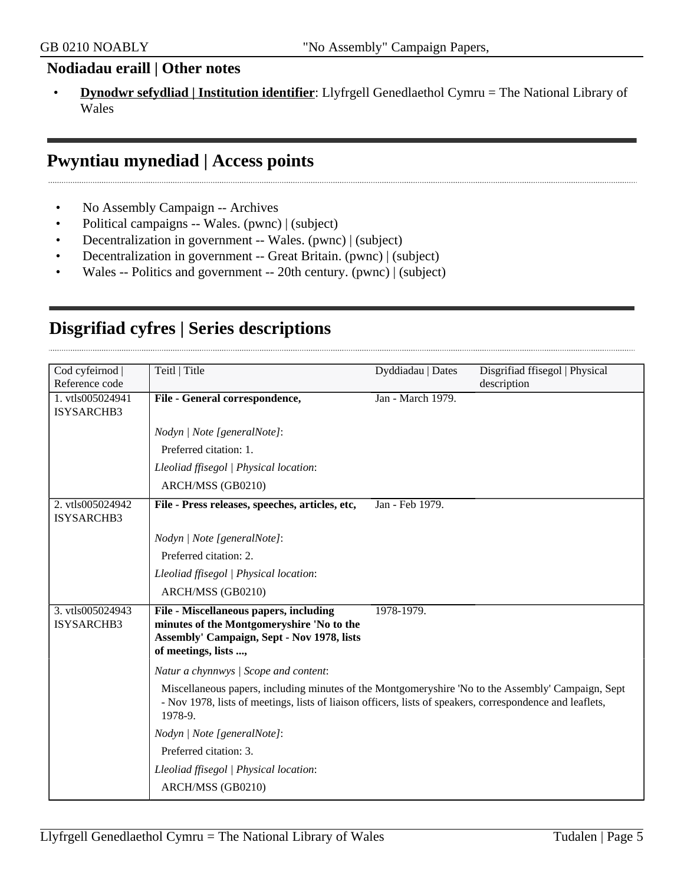## Nodiadau eraill | Other notes

- **Dynodwr sefydliad | Institution identifier**: Llyfrgell Genedlaethol Cymru = The National Library of Wales

## Pwyntiau mynediad | Access points

- No Assembly Campaign -- Archives
- Political campaigns -- Wales. (pwnc) | (subject)
- Decentralization in government -- Wales. (pwnc) | (subject)
- Decentralization in government -- Great Britain. (pwnc) | (subject)
- Wales -- Politics and government -- 20th century. (pwnc) | (subject)

## Disgrifiad cyfres | Series descriptions

| Cod cyfeirnod \| Reference code | Teitl \| Title | Dyddiadau \| Dates | Disgrifiad ffisegol \| Physical description |
|---|---|---|---|
| 1. vtls005024941 ISYSARCHB3 | **File - General correspondence,**<br><br>*Nodyn \| Note [generalNote]*:<br>Preferred citation: 1.<br>*Lleoliad ffisegol \| Physical location*:<br>ARCH/MSS (GB0210) | Jan - March 1979. | |
| 2. vtls005024942 ISYSARCHB3 | **File - Press releases, speeches, articles, etc,**<br><br>*Nodyn \| Note [generalNote]*:<br>Preferred citation: 2.<br>*Lleoliad ffisegol \| Physical location*:<br>ARCH/MSS (GB0210) | Jan - Feb 1979. | |
| 3. vtls005024943 ISYSARCHB3 | **File - Miscellaneous papers, including minutes of the Montgomeryshire 'No to the Assembly' Campaign, Sept - Nov 1978, lists of meetings, lists ...,**<br><br>*Natur a chynnwys \| Scope and content*:<br>Miscellaneous papers, including minutes of the Montgomeryshire 'No to the Assembly' Campaign, Sept - Nov 1978, lists of meetings, lists of liaison officers, lists of speakers, correspondence and leaflets, 1978-9.<br>*Nodyn \| Note [generalNote]*:<br>Preferred citation: 3.<br>*Lleoliad ffisegol \| Physical location*:<br>ARCH/MSS (GB0210) | 1978-1979. | |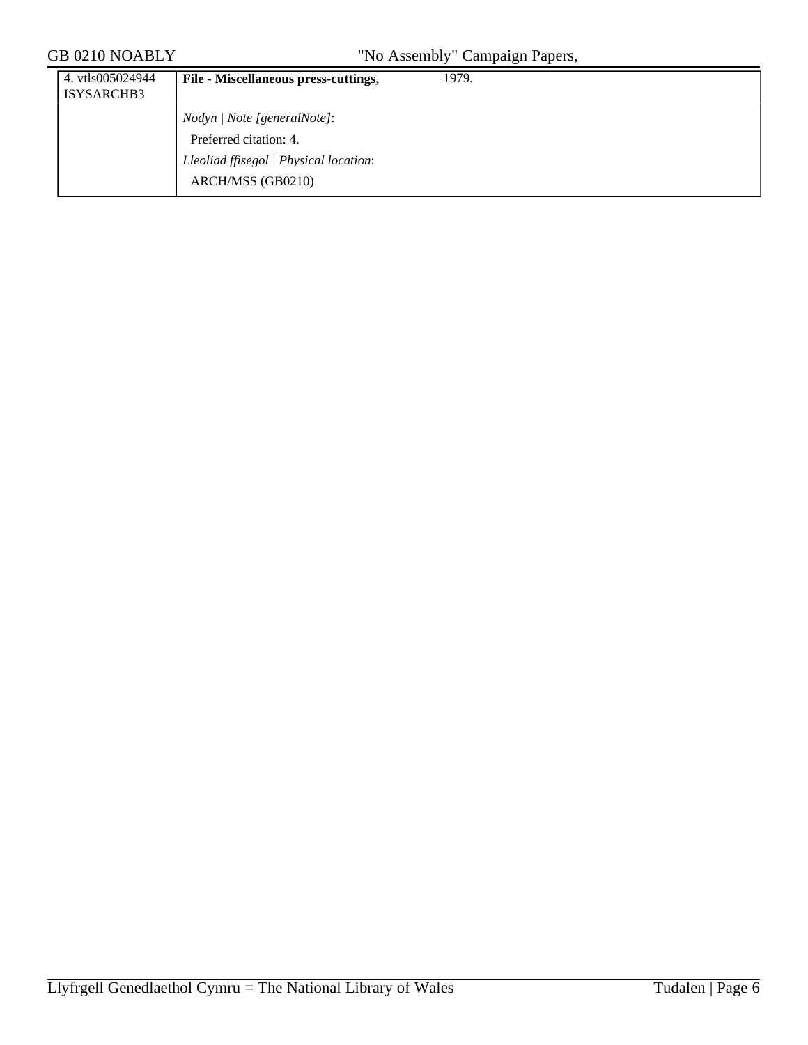| | | |
|---|---|---|
| 4. vtls005024944 ISYSARCHB3 | **File - Miscellaneous press-cuttings,** | 1979. |
| | *Nodyn \| Note [generalNote]*: Preferred citation: 4. *Lleoliad ffisegol \| Physical location*: ARCH/MSS (GB0210) | |